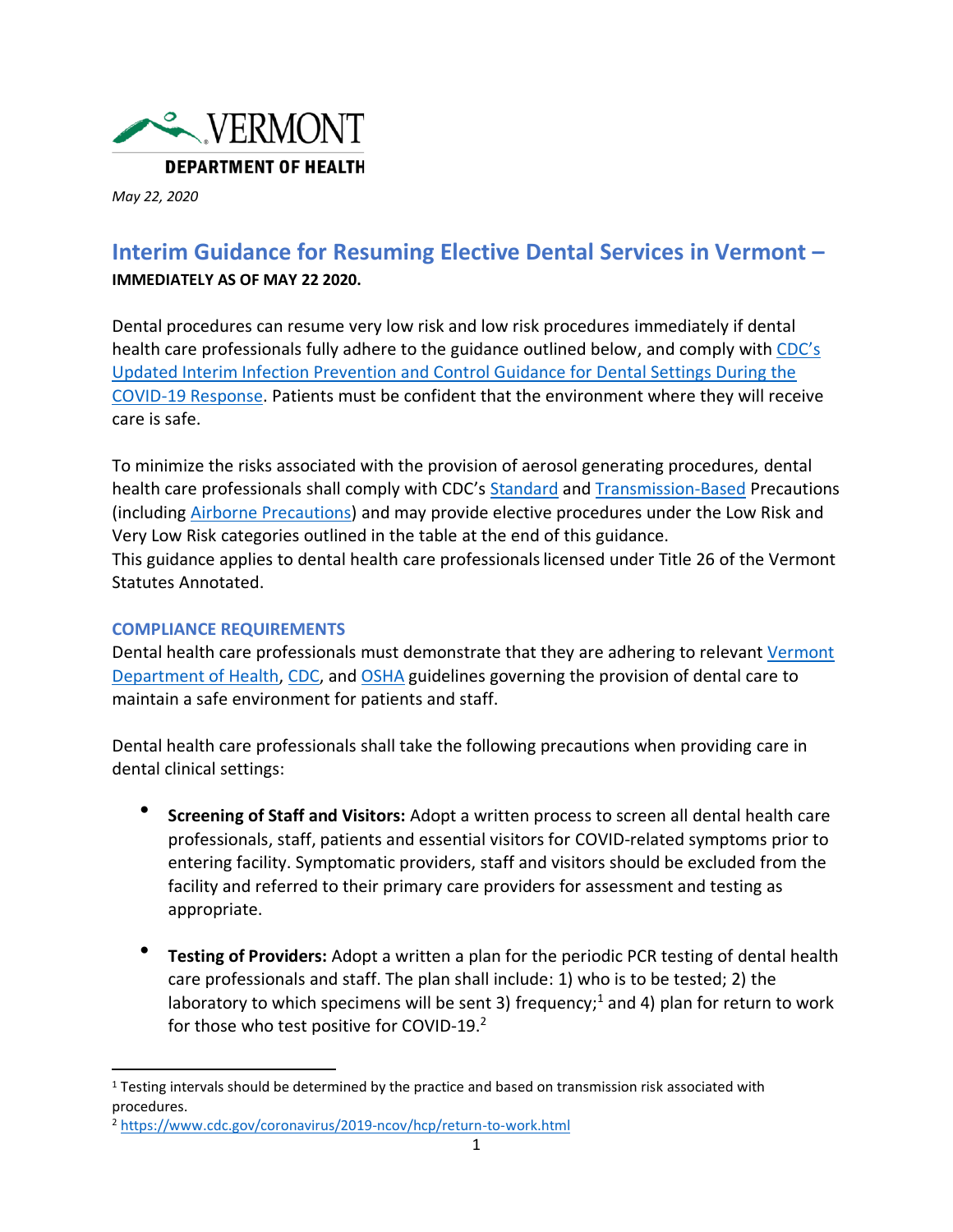VERMONT

DEPARTMENT OF HEALTH

*May 22, 2020*

# Interim Guidance for Resuming Elective Dental Services in Vermont –

**IMMEDIATELY AS OF MAY 22 2020.**

Dental procedures can resume very low risk and low risk procedures immediately if dental health care professionals fully adhere to the guidance outlined below, and comply with CDC's Updated Interim Infection Prevention and Control Guidance for Dental Settings During the COVID-19 Response. Patients must be confident that the environment where they will receive care is safe.

To minimize the risks associated with the provision of aerosol generating procedures, dental health care professionals shall comply with CDC's Standard and Transmission-Based Precautions (including Airborne Precautions) and may provide elective procedures under the Low Risk and Very Low Risk categories outlined in the table at the end of this guidance.

This guidance applies to dental health care professionals licensed under Title 26 of the Vermont Statutes Annotated.

## COMPLIANCE REQUIREMENTS

Dental health care professionals must demonstrate that they are adhering to relevant Vermont Department of Health, CDC, and OSHA guidelines governing the provision of dental care to maintain a safe environment for patients and staff.

Dental health care professionals shall take the following precautions when providing care in dental clinical settings:

- **Screening of Staff and Visitors:** Adopt a written process to screen all dental health care professionals, staff, patients and essential visitors for COVID-related symptoms prior to entering facility. Symptomatic providers, staff and visitors should be excluded from the facility and referred to their primary care providers for assessment and testing as appropriate.

- **Testing of Providers:** Adopt a written a plan for the periodic PCR testing of dental health care professionals and staff. The plan shall include: 1) who is to be tested; 2) the laboratory to which specimens will be sent 3) frequency;[1] and 4) plan for return to work for those who test positive for COVID-19.[2]

---

[1] Testing intervals should be determined by the practice and based on transmission risk associated with procedures.

[2] https://www.cdc.gov/coronavirus/2019-ncov/hcp/return-to-work.html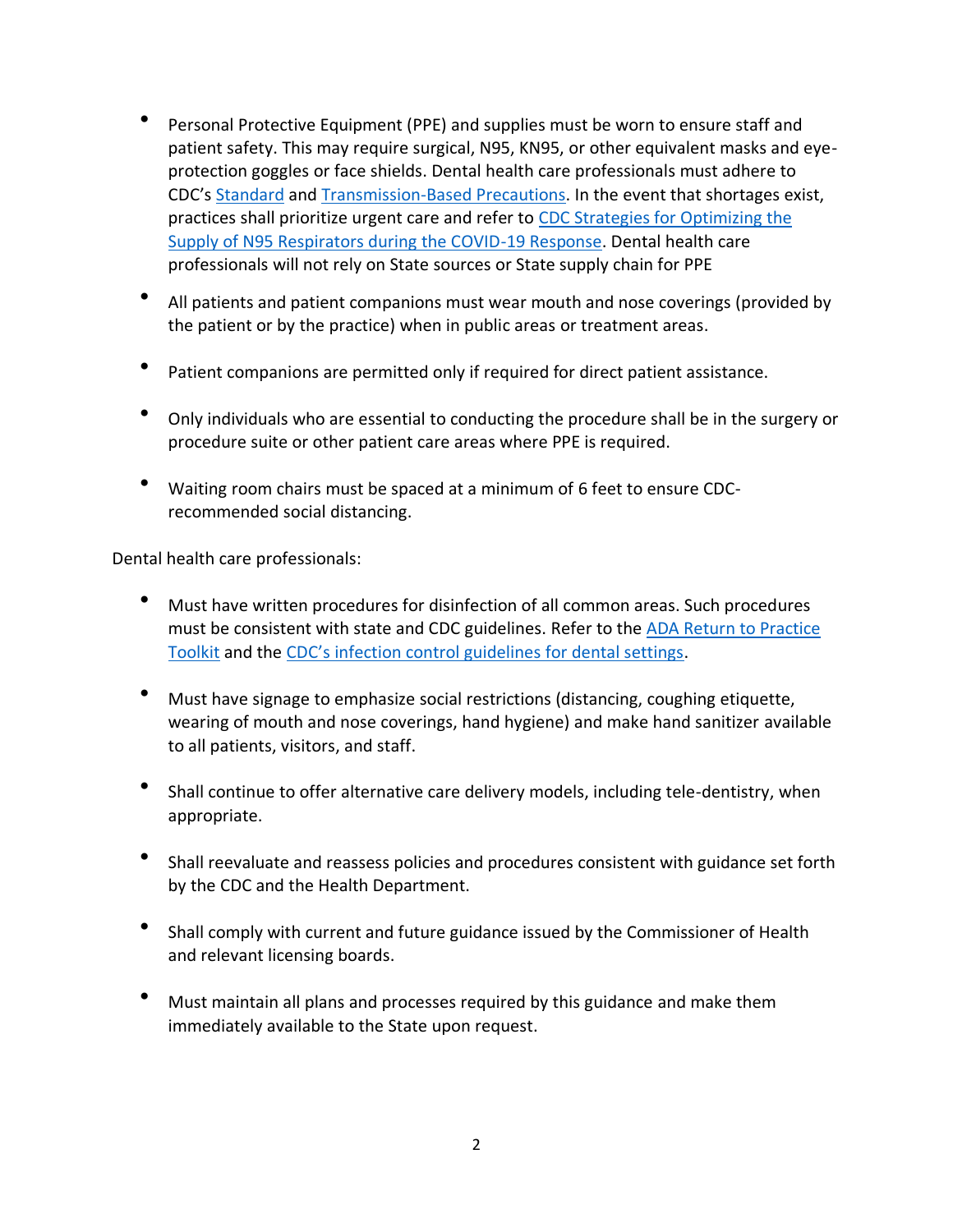- Personal Protective Equipment (PPE) and supplies must be worn to ensure staff and patient safety. This may require surgical, N95, KN95, or other equivalent masks and eye-protection goggles or face shields. Dental health care professionals must adhere to CDC's Standard and Transmission-Based Precautions. In the event that shortages exist, practices shall prioritize urgent care and refer to CDC Strategies for Optimizing the Supply of N95 Respirators during the COVID-19 Response. Dental health care professionals will not rely on State sources or State supply chain for PPE

- All patients and patient companions must wear mouth and nose coverings (provided by the patient or by the practice) when in public areas or treatment areas.

- Patient companions are permitted only if required for direct patient assistance.

- Only individuals who are essential to conducting the procedure shall be in the surgery or procedure suite or other patient care areas where PPE is required.

- Waiting room chairs must be spaced at a minimum of 6 feet to ensure CDC-recommended social distancing.

Dental health care professionals:

- Must have written procedures for disinfection of all common areas. Such procedures must be consistent with state and CDC guidelines. Refer to the ADA Return to Practice Toolkit and the CDC's infection control guidelines for dental settings.

- Must have signage to emphasize social restrictions (distancing, coughing etiquette, wearing of mouth and nose coverings, hand hygiene) and make hand sanitizer available to all patients, visitors, and staff.

- Shall continue to offer alternative care delivery models, including tele-dentistry, when appropriate.

- Shall reevaluate and reassess policies and procedures consistent with guidance set forth by the CDC and the Health Department.

- Shall comply with current and future guidance issued by the Commissioner of Health and relevant licensing boards.

- Must maintain all plans and processes required by this guidance and make them immediately available to the State upon request.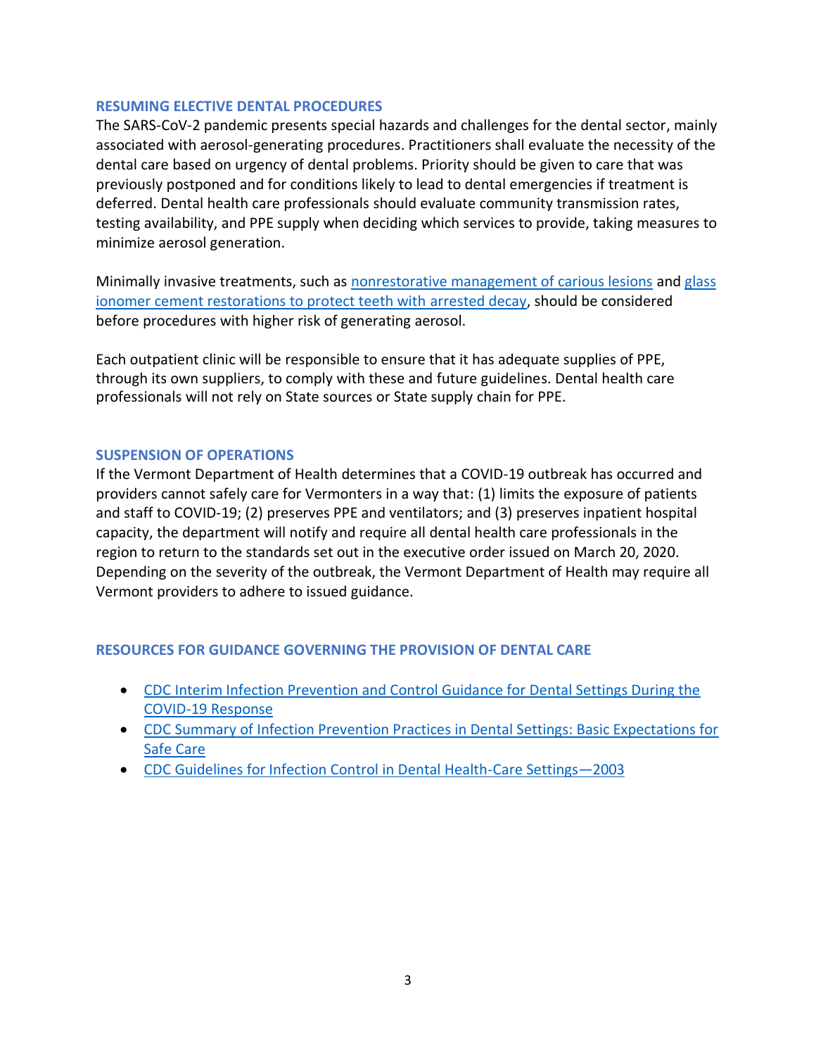## RESUMING ELECTIVE DENTAL PROCEDURES

The SARS-CoV-2 pandemic presents special hazards and challenges for the dental sector, mainly associated with aerosol-generating procedures. Practitioners shall evaluate the necessity of the dental care based on urgency of dental problems. Priority should be given to care that was previously postponed and for conditions likely to lead to dental emergencies if treatment is deferred. Dental health care professionals should evaluate community transmission rates, testing availability, and PPE supply when deciding which services to provide, taking measures to minimize aerosol generation.

Minimally invasive treatments, such as nonrestorative management of carious lesions and glass ionomer cement restorations to protect teeth with arrested decay, should be considered before procedures with higher risk of generating aerosol.

Each outpatient clinic will be responsible to ensure that it has adequate supplies of PPE, through its own suppliers, to comply with these and future guidelines. Dental health care professionals will not rely on State sources or State supply chain for PPE.

## SUSPENSION OF OPERATIONS

If the Vermont Department of Health determines that a COVID-19 outbreak has occurred and providers cannot safely care for Vermonters in a way that: (1) limits the exposure of patients and staff to COVID-19; (2) preserves PPE and ventilators; and (3) preserves inpatient hospital capacity, the department will notify and require all dental health care professionals in the region to return to the standards set out in the executive order issued on March 20, 2020. Depending on the severity of the outbreak, the Vermont Department of Health may require all Vermont providers to adhere to issued guidance.

## RESOURCES FOR GUIDANCE GOVERNING THE PROVISION OF DENTAL CARE

- CDC Interim Infection Prevention and Control Guidance for Dental Settings During the COVID-19 Response
- CDC Summary of Infection Prevention Practices in Dental Settings: Basic Expectations for Safe Care
- CDC Guidelines for Infection Control in Dental Health-Care Settings—2003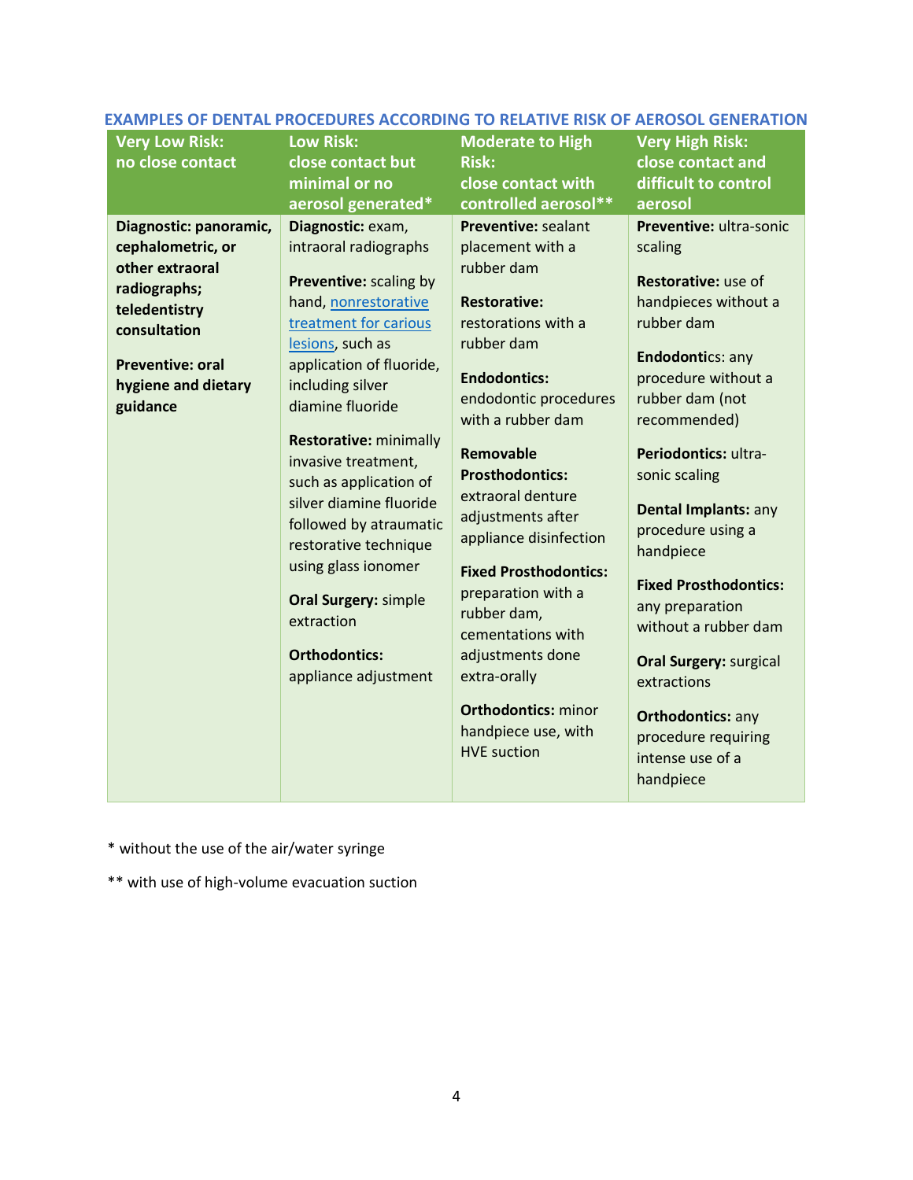## EXAMPLES OF DENTAL PROCEDURES ACCORDING TO RELATIVE RISK OF AEROSOL GENERATION

| Very Low Risk: no close contact | Low Risk: close contact but minimal or no aerosol generated* | Moderate to High Risk: close contact with controlled aerosol** | Very High Risk: close contact and difficult to control aerosol |
|---|---|---|---|
| **Diagnostic: panoramic, cephalometric, or other extraoral radiographs; teledentistry consultation**<br><br>**Preventive: oral hygiene and dietary guidance** | **Diagnostic:** exam, intraoral radiographs<br><br>**Preventive:** scaling by hand, nonrestorative treatment for carious lesions, such as application of fluoride, including silver diamine fluoride<br><br>**Restorative:** minimally invasive treatment, such as application of silver diamine fluoride followed by atraumatic restorative technique using glass ionomer<br><br>**Oral Surgery:** simple extraction<br><br>**Orthodontics:** appliance adjustment | **Preventive:** sealant placement with a rubber dam<br><br>**Restorative:** restorations with a rubber dam<br><br>**Endodontics:** endodontic procedures with a rubber dam<br><br>**Removable Prosthodontics:** extraoral denture adjustments after appliance disinfection<br><br>**Fixed Prosthodontics:** preparation with a rubber dam, cementations with adjustments done extra-orally<br><br>**Orthodontics:** minor handpiece use, with HVE suction | **Preventive:** ultra-sonic scaling<br><br>**Restorative:** use of handpieces without a rubber dam<br><br>**Endodontics:** any procedure without a rubber dam (not recommended)<br><br>**Periodontics:** ultra-sonic scaling<br><br>**Dental Implants:** any procedure using a handpiece<br><br>**Fixed Prosthodontics:** any preparation without a rubber dam<br><br>**Oral Surgery:** surgical extractions<br><br>**Orthodontics:** any procedure requiring intense use of a handpiece |

\* without the use of the air/water syringe

\*\* with use of high-volume evacuation suction